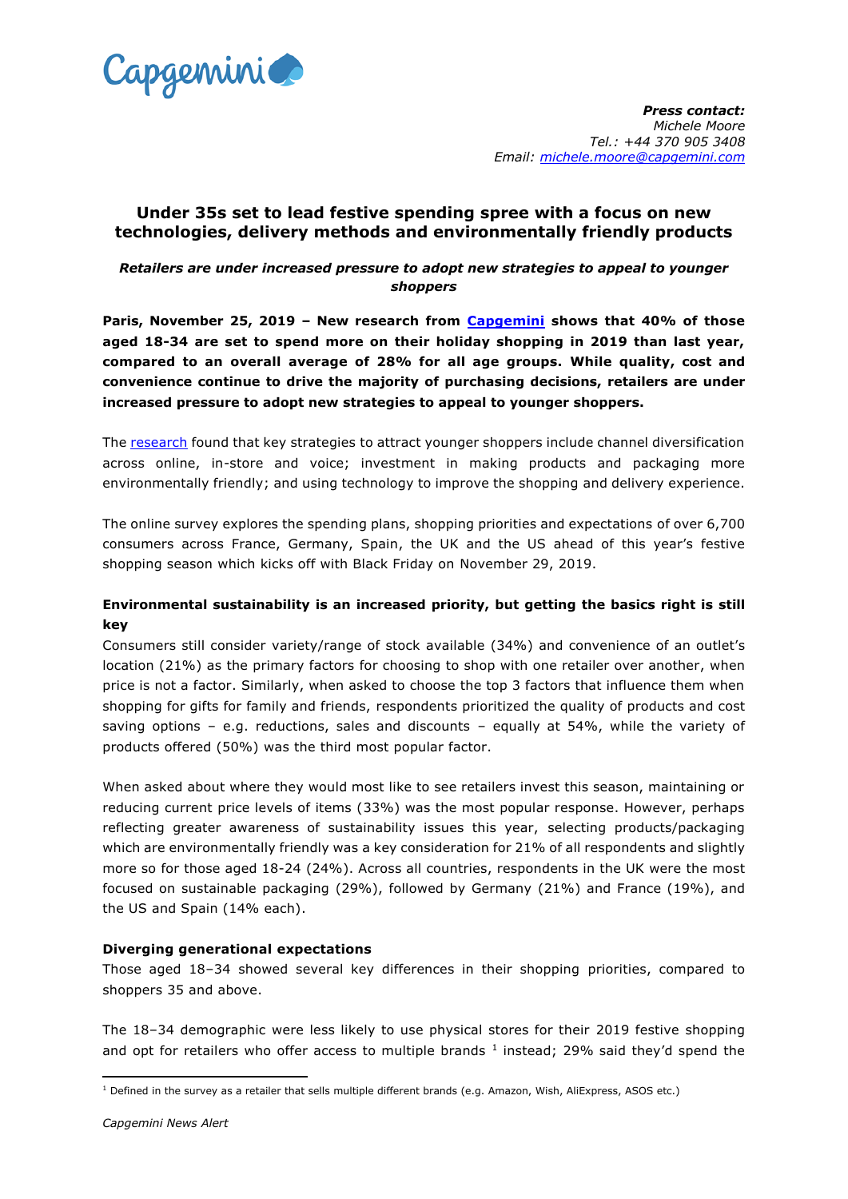*Press contact:*
*Michele Moore*
*Tel.: +44 370 905 3408*
*Email: [michele.moore@capgemini.com](mailto:michele.moore@capgemini.com)*

## Under 35s set to lead festive spending spree with a focus on new technologies, delivery methods and environmentally friendly products

***Retailers are under increased pressure to adopt new strategies to appeal to younger shoppers***

**Paris, November 25, 2019 – New research from [Capgemini](https://www.capgemini.com) shows that 40% of those aged 18-34 are set to spend more on their holiday shopping in 2019 than last year, compared to an overall average of 28% for all age groups. While quality, cost and convenience continue to drive the majority of purchasing decisions, retailers are under increased pressure to adopt new strategies to appeal to younger shoppers.**

The research found that key strategies to attract younger shoppers include channel diversification across online, in-store and voice; investment in making products and packaging more environmentally friendly; and using technology to improve the shopping and delivery experience.

The online survey explores the spending plans, shopping priorities and expectations of over 6,700 consumers across France, Germany, Spain, the UK and the US ahead of this year's festive shopping season which kicks off with Black Friday on November 29, 2019.

**Environmental sustainability is an increased priority, but getting the basics right is still key**

Consumers still consider variety/range of stock available (34%) and convenience of an outlet's location (21%) as the primary factors for choosing to shop with one retailer over another, when price is not a factor. Similarly, when asked to choose the top 3 factors that influence them when shopping for gifts for family and friends, respondents prioritized the quality of products and cost saving options – e.g. reductions, sales and discounts – equally at 54%, while the variety of products offered (50%) was the third most popular factor.

When asked about where they would most like to see retailers invest this season, maintaining or reducing current price levels of items (33%) was the most popular response. However, perhaps reflecting greater awareness of sustainability issues this year, selecting products/packaging which are environmentally friendly was a key consideration for 21% of all respondents and slightly more so for those aged 18-24 (24%). Across all countries, respondents in the UK were the most focused on sustainable packaging (29%), followed by Germany (21%) and France (19%), and the US and Spain (14% each).

**Diverging generational expectations**

Those aged 18–34 showed several key differences in their shopping priorities, compared to shoppers 35 and above.

The 18–34 demographic were less likely to use physical stores for their 2019 festive shopping and opt for retailers who offer access to multiple brands [1] instead; 29% said they'd spend the

[1] Defined in the survey as a retailer that sells multiple different brands (e.g. Amazon, Wish, AliExpress, ASOS etc.)

*Capgemini News Alert*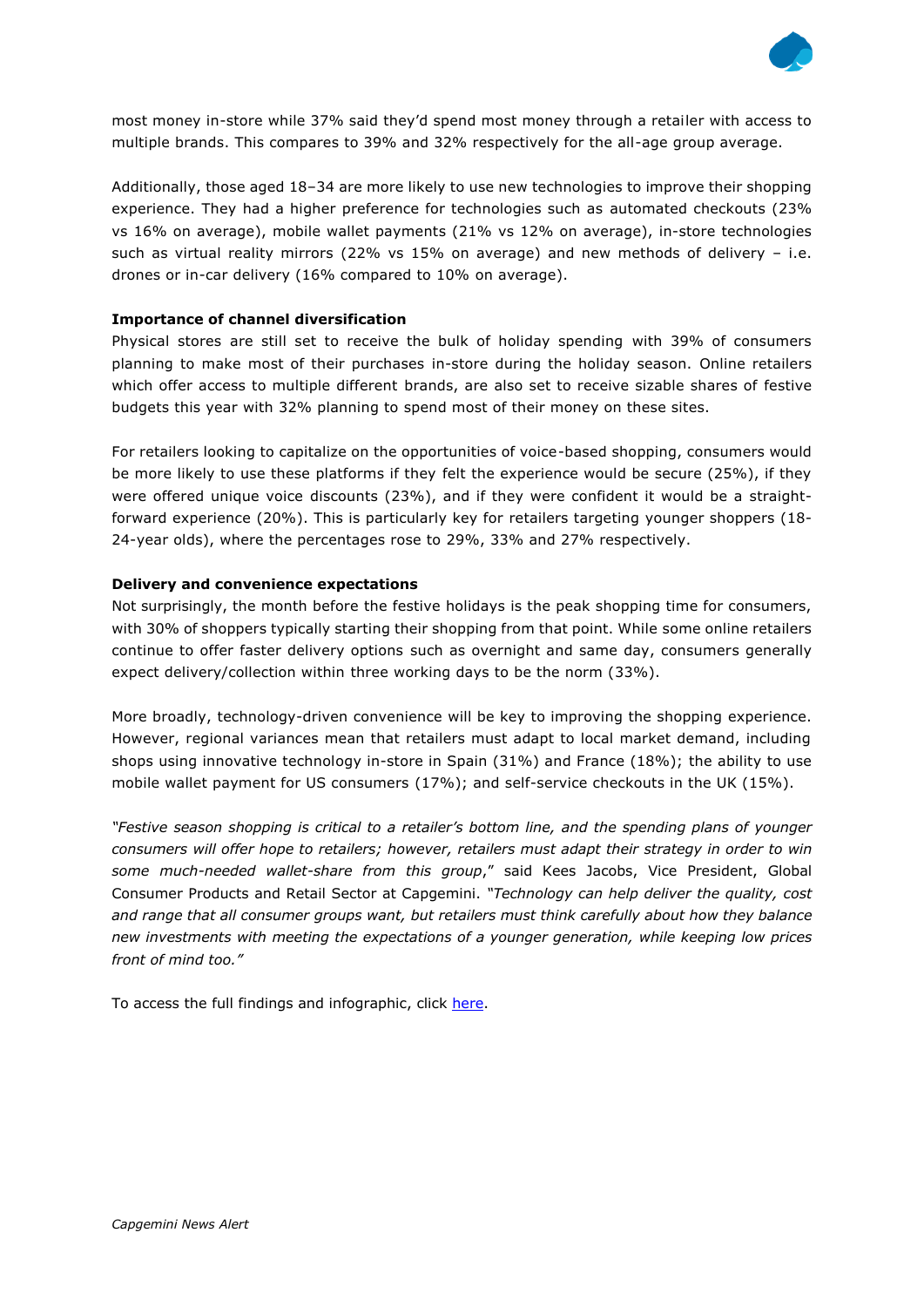most money in-store while 37% said they'd spend most money through a retailer with access to multiple brands. This compares to 39% and 32% respectively for the all-age group average.

Additionally, those aged 18–34 are more likely to use new technologies to improve their shopping experience. They had a higher preference for technologies such as automated checkouts (23% vs 16% on average), mobile wallet payments (21% vs 12% on average), in-store technologies such as virtual reality mirrors (22% vs 15% on average) and new methods of delivery – i.e. drones or in-car delivery (16% compared to 10% on average).

**Importance of channel diversification**

Physical stores are still set to receive the bulk of holiday spending with 39% of consumers planning to make most of their purchases in-store during the holiday season. Online retailers which offer access to multiple different brands, are also set to receive sizable shares of festive budgets this year with 32% planning to spend most of their money on these sites.

For retailers looking to capitalize on the opportunities of voice-based shopping, consumers would be more likely to use these platforms if they felt the experience would be secure (25%), if they were offered unique voice discounts (23%), and if they were confident it would be a straight-forward experience (20%). This is particularly key for retailers targeting younger shoppers (18-24-year olds), where the percentages rose to 29%, 33% and 27% respectively.

**Delivery and convenience expectations**

Not surprisingly, the month before the festive holidays is the peak shopping time for consumers, with 30% of shoppers typically starting their shopping from that point. While some online retailers continue to offer faster delivery options such as overnight and same day, consumers generally expect delivery/collection within three working days to be the norm (33%).

More broadly, technology-driven convenience will be key to improving the shopping experience. However, regional variances mean that retailers must adapt to local market demand, including shops using innovative technology in-store in Spain (31%) and France (18%); the ability to use mobile wallet payment for US consumers (17%); and self-service checkouts in the UK (15%).

*"Festive season shopping is critical to a retailer's bottom line, and the spending plans of younger consumers will offer hope to retailers; however, retailers must adapt their strategy in order to win some much-needed wallet-share from this group*," said Kees Jacobs, Vice President, Global Consumer Products and Retail Sector at Capgemini. *"Technology can help deliver the quality, cost and range that all consumer groups want, but retailers must think carefully about how they balance new investments with meeting the expectations of a younger generation, while keeping low prices front of mind too."*

To access the full findings and infographic, click [here](here).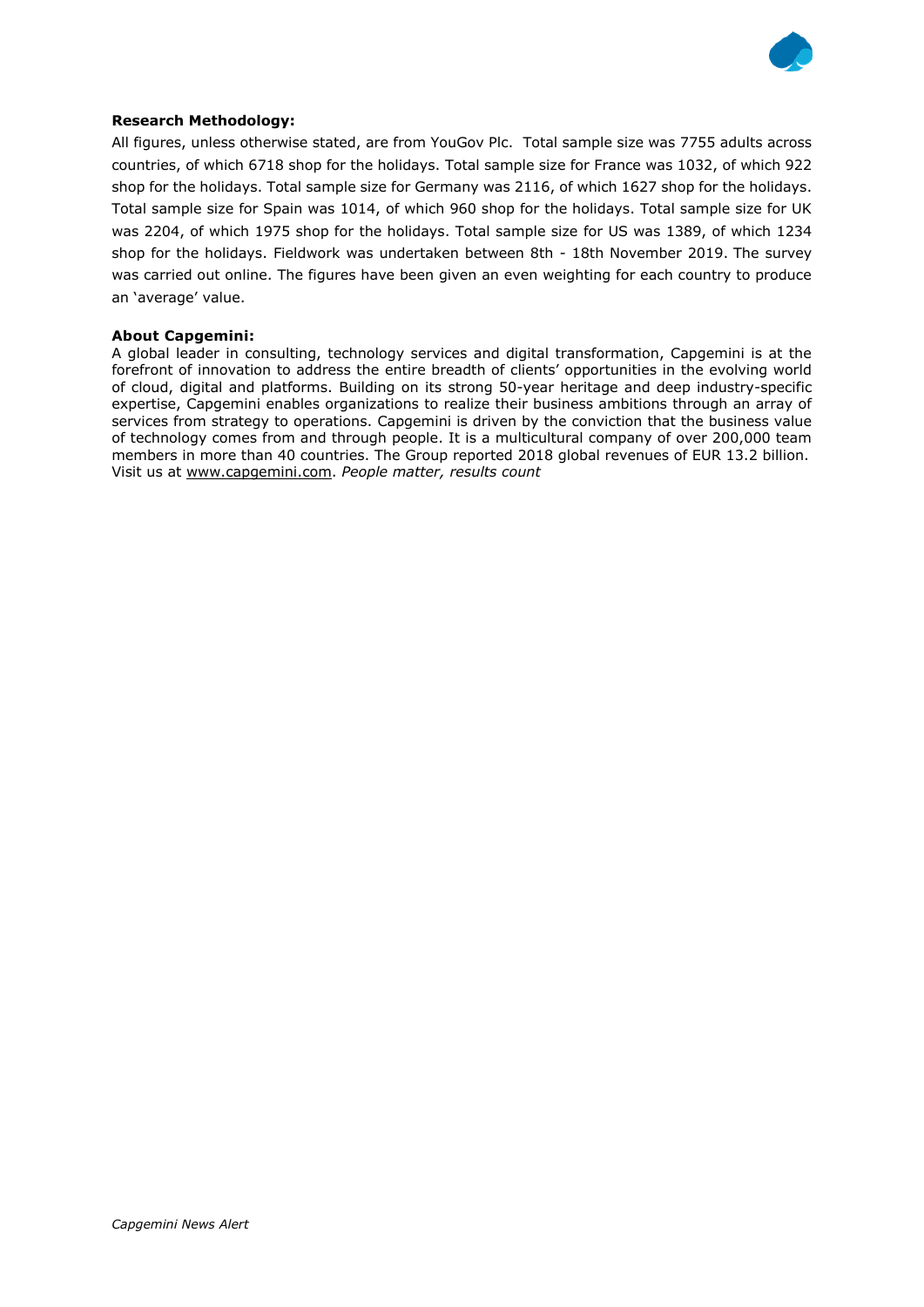**Research Methodology:**

All figures, unless otherwise stated, are from YouGov Plc. Total sample size was 7755 adults across countries, of which 6718 shop for the holidays. Total sample size for France was 1032, of which 922 shop for the holidays. Total sample size for Germany was 2116, of which 1627 shop for the holidays. Total sample size for Spain was 1014, of which 960 shop for the holidays. Total sample size for UK was 2204, of which 1975 shop for the holidays. Total sample size for US was 1389, of which 1234 shop for the holidays. Fieldwork was undertaken between 8th - 18th November 2019. The survey was carried out online. The figures have been given an even weighting for each country to produce an 'average' value.

**About Capgemini:**

A global leader in consulting, technology services and digital transformation, Capgemini is at the forefront of innovation to address the entire breadth of clients' opportunities in the evolving world of cloud, digital and platforms. Building on its strong 50-year heritage and deep industry-specific expertise, Capgemini enables organizations to realize their business ambitions through an array of services from strategy to operations. Capgemini is driven by the conviction that the business value of technology comes from and through people. It is a multicultural company of over 200,000 team members in more than 40 countries. The Group reported 2018 global revenues of EUR 13.2 billion. Visit us at www.capgemini.com. *People matter, results count*